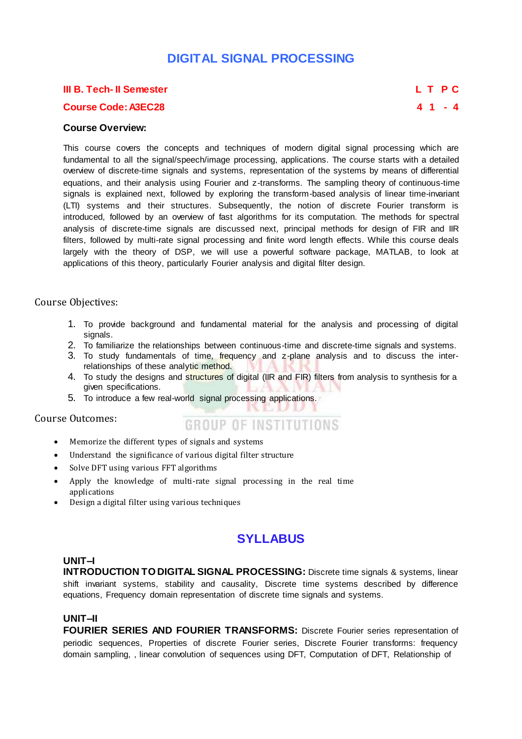# DIGITAL SIGNAL PROCESSING

| **III B. Tech- II Semester** | **L** | **T** | **P** | **C** |
|---|---|---|---|---|
| **Course Code: A3EC28** | **4** | **1** | **-** | **4** |

**Course Overview:**

This course covers the concepts and techniques of modern digital signal processing which are fundamental to all the signal/speech/image processing, applications. The course starts with a detailed overview of discrete-time signals and systems, representation of the systems by means of differential equations, and their analysis using Fourier and z-transforms. The sampling theory of continuous-time signals is explained next, followed by exploring the transform-based analysis of linear time-invariant (LTI) systems and their structures. Subsequently, the notion of discrete Fourier transform is introduced, followed by an overview of fast algorithms for its computation. The methods for spectral analysis of discrete-time signals are discussed next, principal methods for design of FIR and IIR filters, followed by multi-rate signal processing and finite word length effects. While this course deals largely with the theory of DSP, we will use a powerful software package, MATLAB, to look at applications of this theory, particularly Fourier analysis and digital filter design.

Course Objectives:

1. To provide background and fundamental material for the analysis and processing of digital signals.
2. To familiarize the relationships between continuous-time and discrete-time signals and systems.
3. To study fundamentals of time, frequency and z-plane analysis and to discuss the inter-relationships of these analytic method.
4. To study the designs and structures of digital (IIR and FIR) filters from analysis to synthesis for a given specifications.
5. To introduce a few real-world signal processing applications.

Course Outcomes:

- Memorize the different types of signals and systems
- Understand the significance of various digital filter structure
- Solve DFT using various FFT algorithms
- Apply the knowledge of multi-rate signal processing in the real time applications
- Design a digital filter using various techniques

## SYLLABUS

**UNIT–I**

**INTRODUCTION TO DIGITAL SIGNAL PROCESSING:** Discrete time signals & systems, linear shift invariant systems, stability and causality, Discrete time systems described by difference equations, Frequency domain representation of discrete time signals and systems.

**UNIT–II**

**FOURIER SERIES AND FOURIER TRANSFORMS:** Discrete Fourier series representation of periodic sequences, Properties of discrete Fourier series, Discrete Fourier transforms: frequency domain sampling, , linear convolution of sequences using DFT, Computation of DFT, Relationship of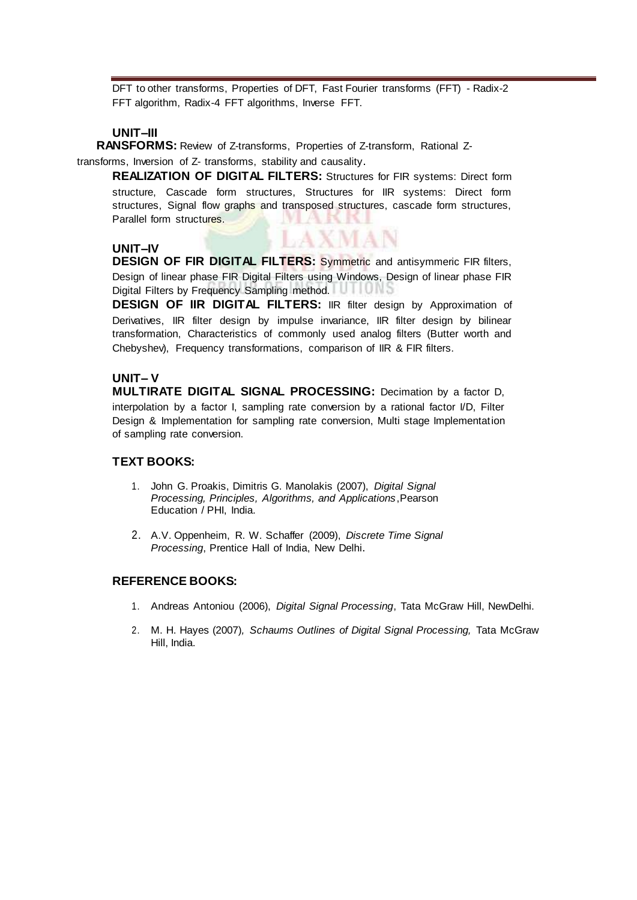DFT to other transforms, Properties of DFT, Fast Fourier transforms (FFT) - Radix-2 FFT algorithm, Radix-4 FFT algorithms, Inverse FFT.

### UNIT–III

**RANSFORMS:** Review of Z-transforms, Properties of Z-transform, Rational Z-transforms, Inversion of Z- transforms, stability and causality.

**REALIZATION OF DIGITAL FILTERS:** Structures for FIR systems: Direct form structure, Cascade form structures, Structures for IIR systems: Direct form structures, Signal flow graphs and transposed structures, cascade form structures, Parallel form structures.

### UNIT–IV

**DESIGN OF FIR DIGITAL FILTERS:** Symmetric and antisymmeric FIR filters, Design of linear phase FIR Digital Filters using Windows, Design of linear phase FIR Digital Filters by Frequency Sampling method.

**DESIGN OF IIR DIGITAL FILTERS:** IIR filter design by Approximation of Derivatives, IIR filter design by impulse invariance, IIR filter design by bilinear transformation, Characteristics of commonly used analog filters (Butter worth and Chebyshev), Frequency transformations, comparison of IIR & FIR filters.

### UNIT– V

**MULTIRATE DIGITAL SIGNAL PROCESSING:** Decimation by a factor D, interpolation by a factor I, sampling rate conversion by a rational factor I/D, Filter Design & Implementation for sampling rate conversion, Multi stage Implementation of sampling rate conversion.

### TEXT BOOKS:

1. John G. Proakis, Dimitris G. Manolakis (2007), *Digital Signal Processing, Principles, Algorithms, and Applications*, Pearson Education / PHI, India.
2. A.V. Oppenheim, R. W. Schaffer (2009), *Discrete Time Signal Processing*, Prentice Hall of India, New Delhi.

### REFERENCE BOOKS:

1. Andreas Antoniou (2006), *Digital Signal Processing*, Tata McGraw Hill, NewDelhi.
2. M. H. Hayes (2007), *Schaums Outlines of Digital Signal Processing,* Tata McGraw Hill, India.